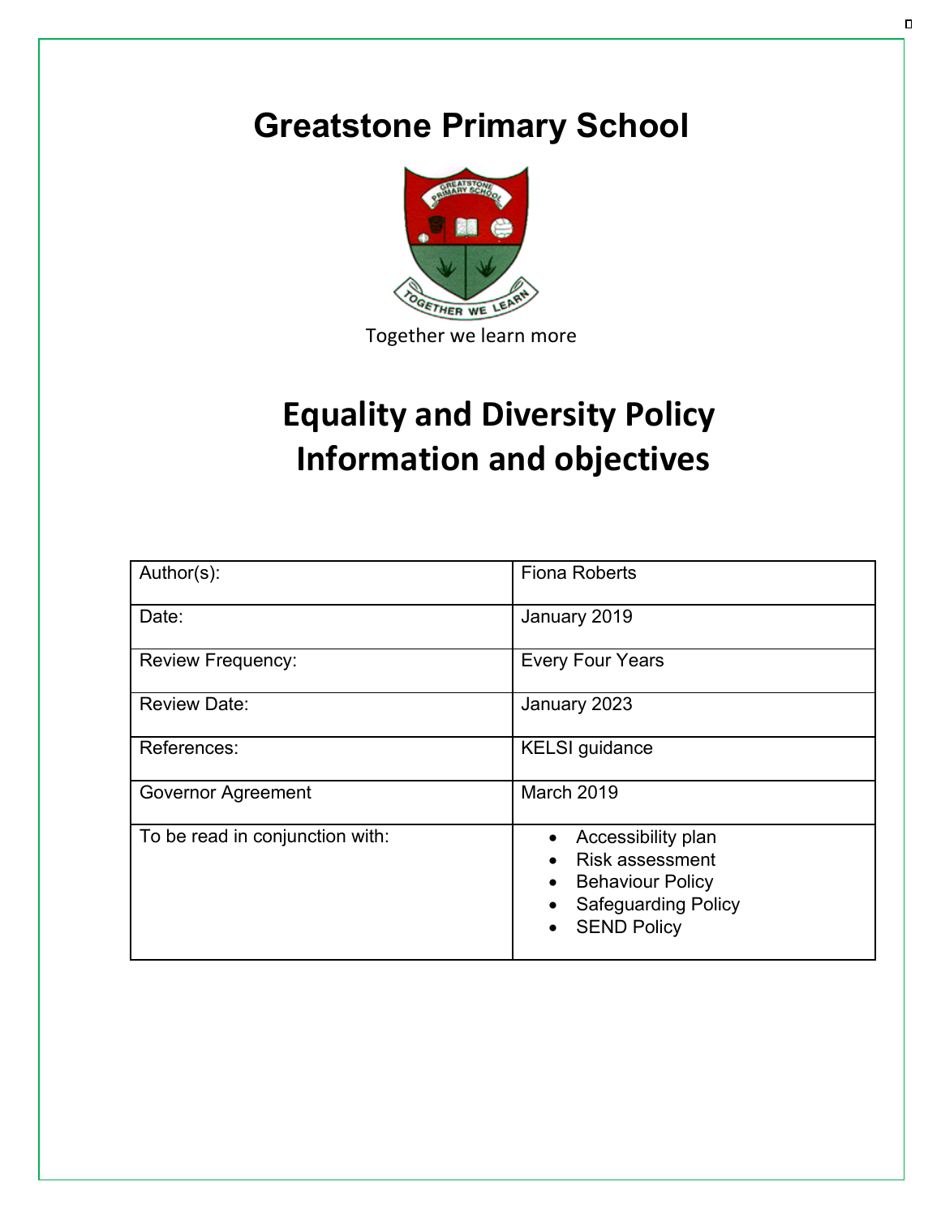# Greatstone Primary School

Together we learn more

# Equality and Diversity Policy Information and objectives

| Author(s): | Fiona Roberts |
|---|---|
| Date: | January 2019 |
| Review Frequency: | Every Four Years |
| Review Date: | January 2023 |
| References: | KELSI guidance |
| Governor Agreement | March 2019 |
| To be read in conjunction with: | • Accessibility plan<br>• Risk assessment<br>• Behaviour Policy<br>• Safeguarding Policy<br>• SEND Policy |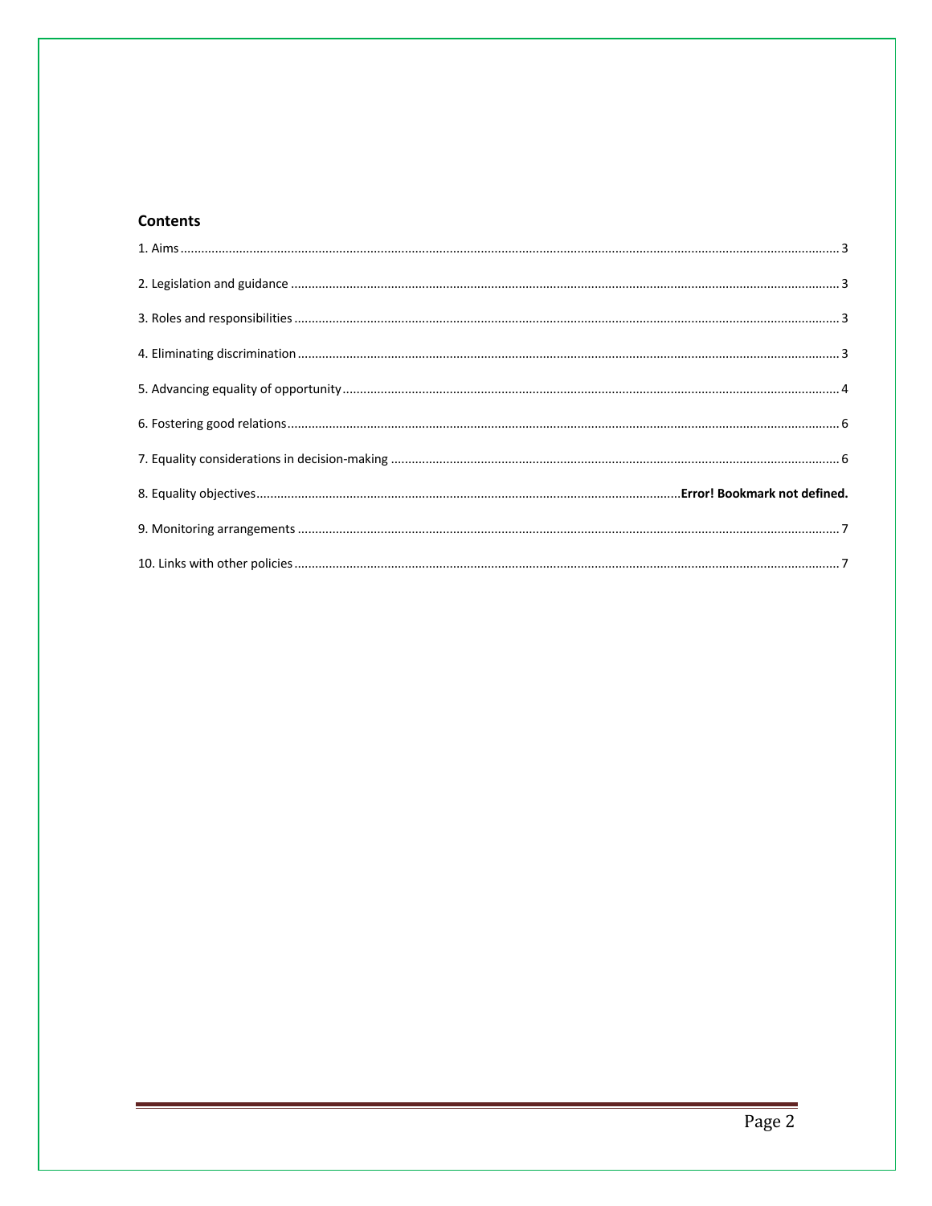## Contents

1. Aims ........................................................................................................................................................ 3

2. Legislation and guidance ........................................................................................................................ 3

3. Roles and responsibilities ....................................................................................................................... 3

4. Eliminating discrimination ...................................................................................................................... 3

5. Advancing equality of opportunity .......................................................................................................... 4

6. Fostering good relations .......................................................................................................................... 6

7. Equality considerations in decision-making ............................................................................................. 6

8. Equality objectives .................................................................................................... **Error! Bookmark not defined.**

9. Monitoring arrangements ....................................................................................................................... 7

10. Links with other policies ....................................................................................................................... 7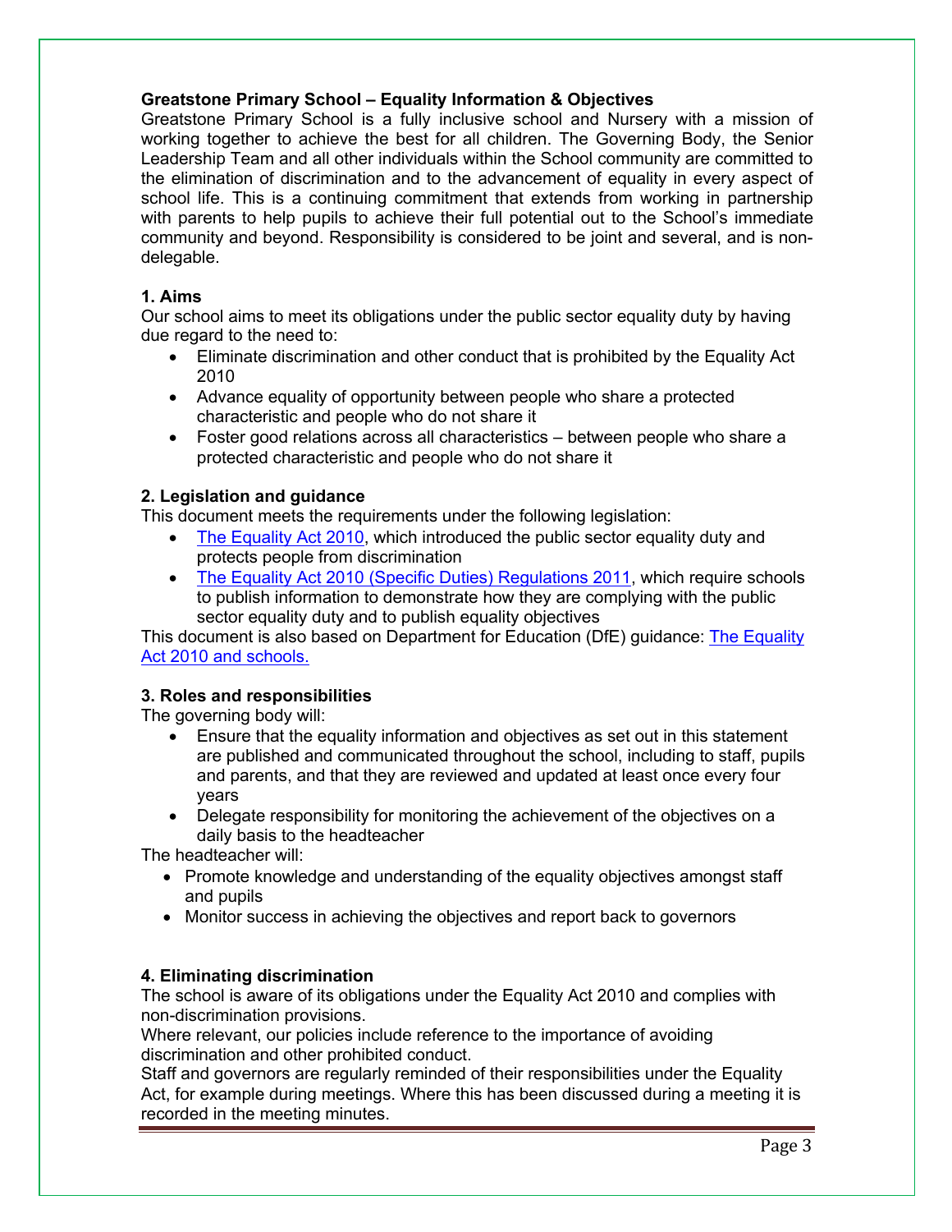**Greatstone Primary School – Equality Information & Objectives**

Greatstone Primary School is a fully inclusive school and Nursery with a mission of working together to achieve the best for all children. The Governing Body, the Senior Leadership Team and all other individuals within the School community are committed to the elimination of discrimination and to the advancement of equality in every aspect of school life. This is a continuing commitment that extends from working in partnership with parents to help pupils to achieve their full potential out to the School's immediate community and beyond. Responsibility is considered to be joint and several, and is non-delegable.

## 1. Aims

Our school aims to meet its obligations under the public sector equality duty by having due regard to the need to:

- Eliminate discrimination and other conduct that is prohibited by the Equality Act 2010
- Advance equality of opportunity between people who share a protected characteristic and people who do not share it
- Foster good relations across all characteristics – between people who share a protected characteristic and people who do not share it

## 2. Legislation and guidance

This document meets the requirements under the following legislation:

- The Equality Act 2010, which introduced the public sector equality duty and protects people from discrimination
- The Equality Act 2010 (Specific Duties) Regulations 2011, which require schools to publish information to demonstrate how they are complying with the public sector equality duty and to publish equality objectives

This document is also based on Department for Education (DfE) guidance: The Equality Act 2010 and schools.

## 3. Roles and responsibilities

The governing body will:

- Ensure that the equality information and objectives as set out in this statement are published and communicated throughout the school, including to staff, pupils and parents, and that they are reviewed and updated at least once every four years
- Delegate responsibility for monitoring the achievement of the objectives on a daily basis to the headteacher

The headteacher will:

- Promote knowledge and understanding of the equality objectives amongst staff and pupils
- Monitor success in achieving the objectives and report back to governors

## 4. Eliminating discrimination

The school is aware of its obligations under the Equality Act 2010 and complies with non-discrimination provisions.

Where relevant, our policies include reference to the importance of avoiding discrimination and other prohibited conduct.

Staff and governors are regularly reminded of their responsibilities under the Equality Act, for example during meetings. Where this has been discussed during a meeting it is recorded in the meeting minutes.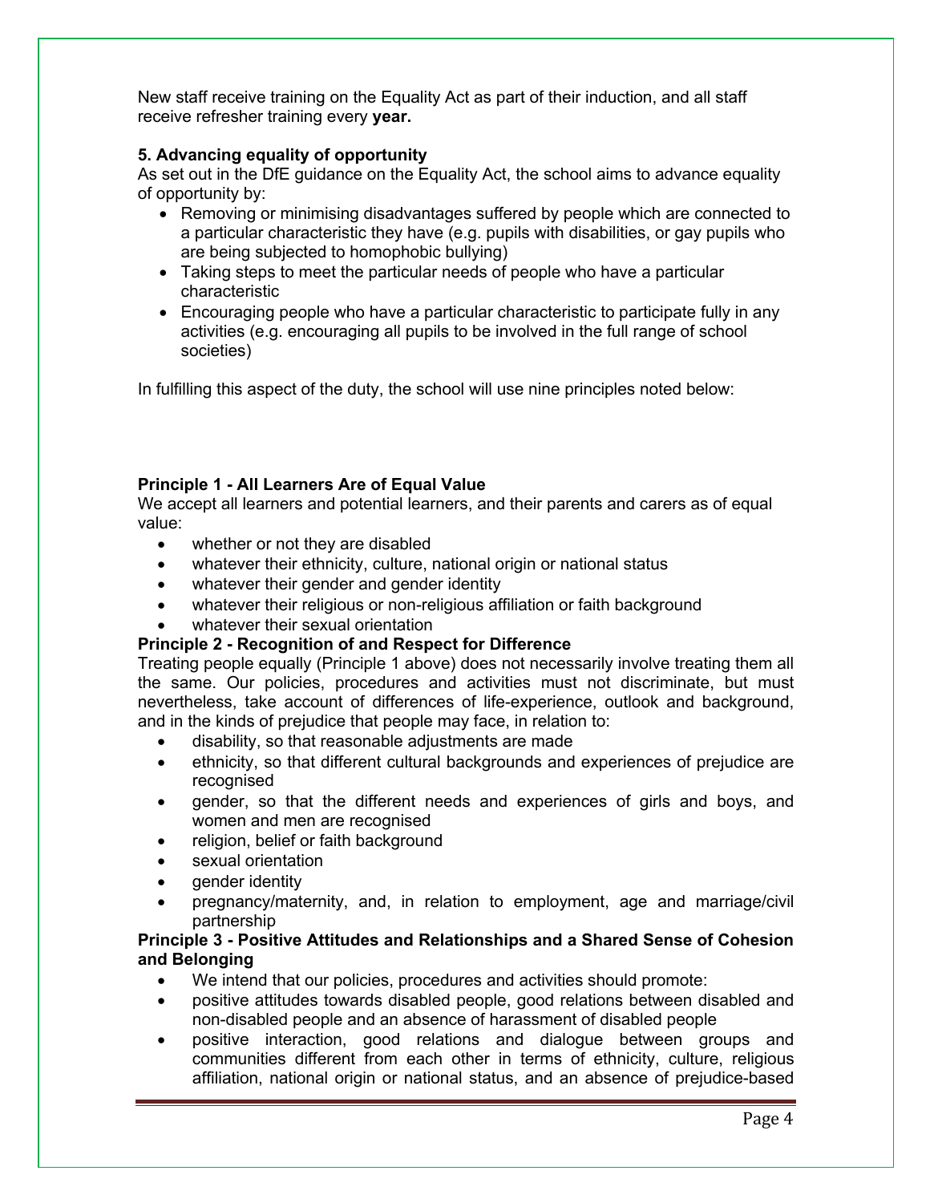New staff receive training on the Equality Act as part of their induction, and all staff receive refresher training every **year.**

**5. Advancing equality of opportunity**

As set out in the DfE guidance on the Equality Act, the school aims to advance equality of opportunity by:

- Removing or minimising disadvantages suffered by people which are connected to a particular characteristic they have (e.g. pupils with disabilities, or gay pupils who are being subjected to homophobic bullying)
- Taking steps to meet the particular needs of people who have a particular characteristic
- Encouraging people who have a particular characteristic to participate fully in any activities (e.g. encouraging all pupils to be involved in the full range of school societies)

In fulfilling this aspect of the duty, the school will use nine principles noted below:

**Principle 1 - All Learners Are of Equal Value**

We accept all learners and potential learners, and their parents and carers as of equal value:

- whether or not they are disabled
- whatever their ethnicity, culture, national origin or national status
- whatever their gender and gender identity
- whatever their religious or non-religious affiliation or faith background
- whatever their sexual orientation

**Principle 2 - Recognition of and Respect for Difference**

Treating people equally (Principle 1 above) does not necessarily involve treating them all the same. Our policies, procedures and activities must not discriminate, but must nevertheless, take account of differences of life-experience, outlook and background, and in the kinds of prejudice that people may face, in relation to:

- disability, so that reasonable adjustments are made
- ethnicity, so that different cultural backgrounds and experiences of prejudice are recognised
- gender, so that the different needs and experiences of girls and boys, and women and men are recognised
- religion, belief or faith background
- sexual orientation
- gender identity
- pregnancy/maternity, and, in relation to employment, age and marriage/civil partnership

**Principle 3 - Positive Attitudes and Relationships and a Shared Sense of Cohesion and Belonging**

- We intend that our policies, procedures and activities should promote:
- positive attitudes towards disabled people, good relations between disabled and non-disabled people and an absence of harassment of disabled people
- positive interaction, good relations and dialogue between groups and communities different from each other in terms of ethnicity, culture, religious affiliation, national origin or national status, and an absence of prejudice-based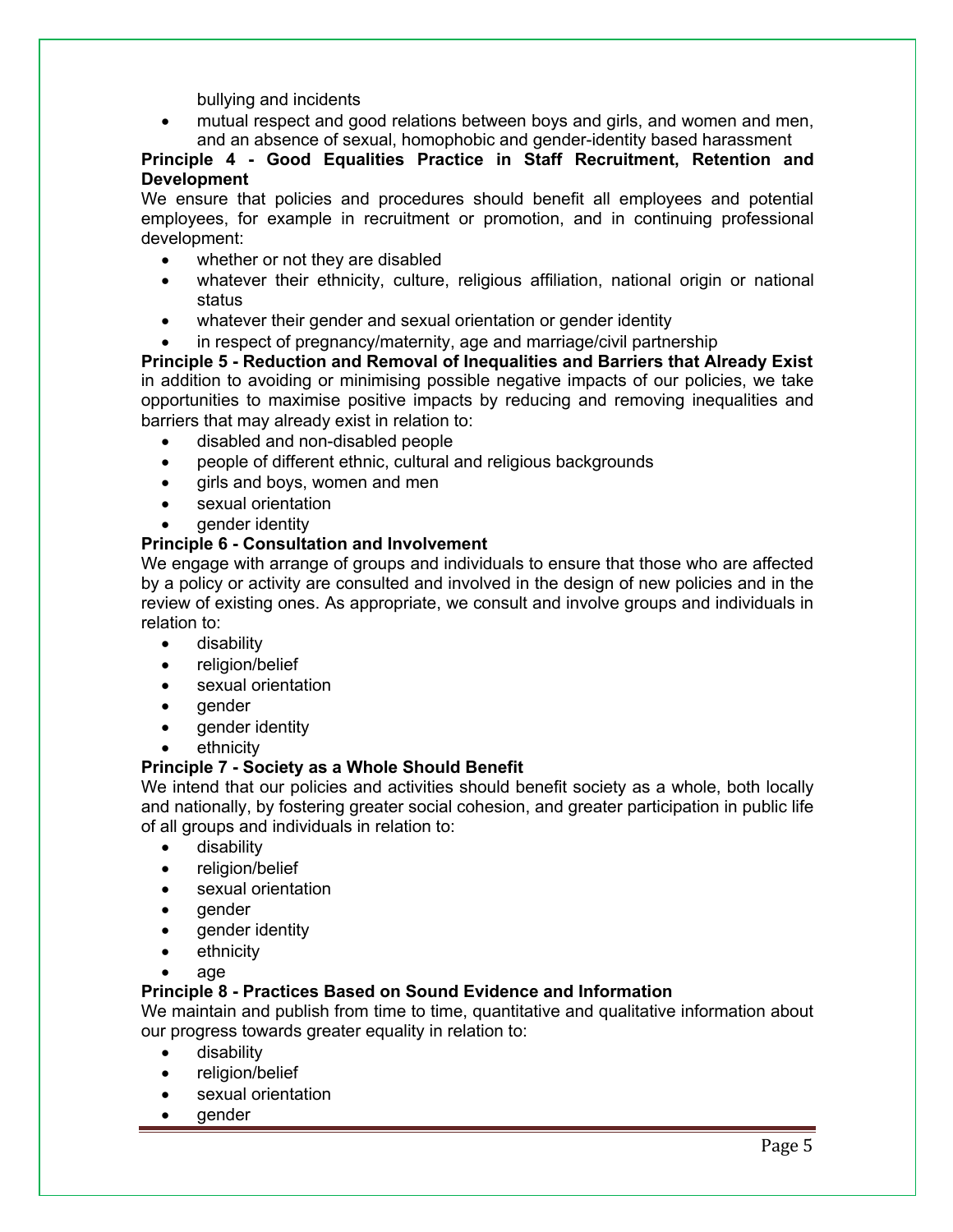bullying and incidents

- mutual respect and good relations between boys and girls, and women and men, and an absence of sexual, homophobic and gender-identity based harassment

**Principle 4 - Good Equalities Practice in Staff Recruitment, Retention and Development**

We ensure that policies and procedures should benefit all employees and potential employees, for example in recruitment or promotion, and in continuing professional development:

- whether or not they are disabled
- whatever their ethnicity, culture, religious affiliation, national origin or national status
- whatever their gender and sexual orientation or gender identity
- in respect of pregnancy/maternity, age and marriage/civil partnership

**Principle 5 - Reduction and Removal of Inequalities and Barriers that Already Exist**

in addition to avoiding or minimising possible negative impacts of our policies, we take opportunities to maximise positive impacts by reducing and removing inequalities and barriers that may already exist in relation to:

- disabled and non-disabled people
- people of different ethnic, cultural and religious backgrounds
- girls and boys, women and men
- sexual orientation
- gender identity

**Principle 6 - Consultation and Involvement**

We engage with arrange of groups and individuals to ensure that those who are affected by a policy or activity are consulted and involved in the design of new policies and in the review of existing ones. As appropriate, we consult and involve groups and individuals in relation to:

- disability
- religion/belief
- sexual orientation
- gender
- gender identity
- ethnicity

**Principle 7 - Society as a Whole Should Benefit**

We intend that our policies and activities should benefit society as a whole, both locally and nationally, by fostering greater social cohesion, and greater participation in public life of all groups and individuals in relation to:

- disability
- religion/belief
- sexual orientation
- gender
- gender identity
- ethnicity
- age

**Principle 8 - Practices Based on Sound Evidence and Information**

We maintain and publish from time to time, quantitative and qualitative information about our progress towards greater equality in relation to:

- disability
- religion/belief
- sexual orientation
- gender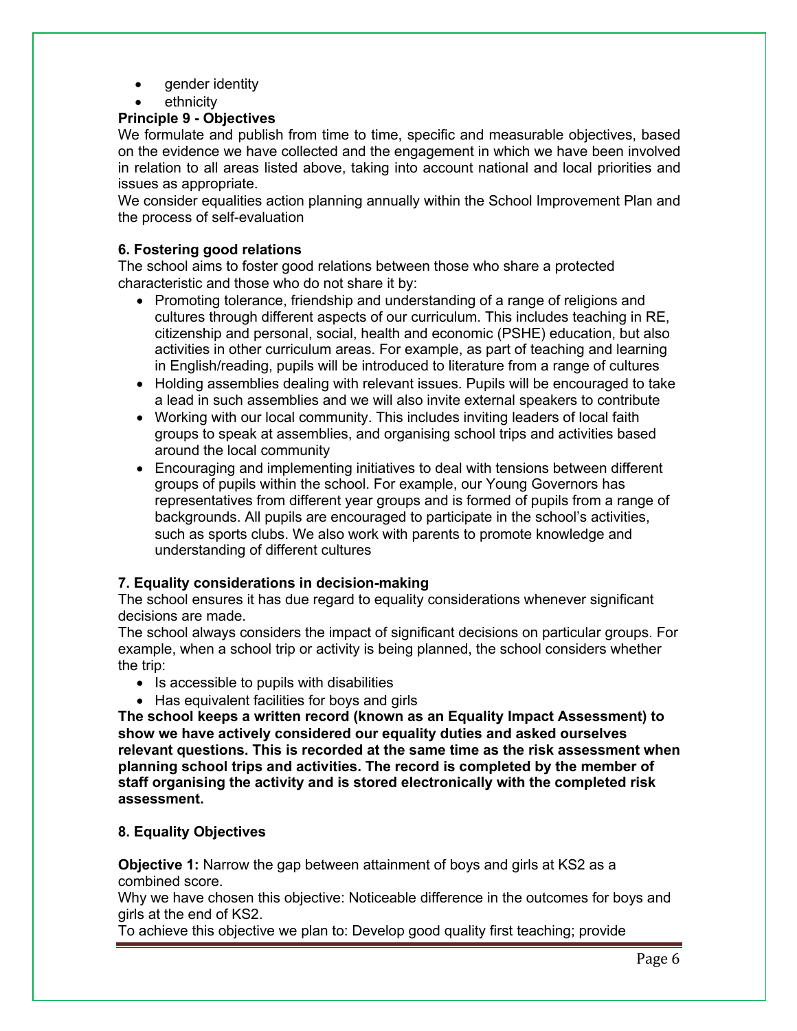- gender identity
- ethnicity

**Principle 9 - Objectives**

We formulate and publish from time to time, specific and measurable objectives, based on the evidence we have collected and the engagement in which we have been involved in relation to all areas listed above, taking into account national and local priorities and issues as appropriate.

We consider equalities action planning annually within the School Improvement Plan and the process of self-evaluation

### 6. Fostering good relations

The school aims to foster good relations between those who share a protected characteristic and those who do not share it by:

- Promoting tolerance, friendship and understanding of a range of religions and cultures through different aspects of our curriculum. This includes teaching in RE, citizenship and personal, social, health and economic (PSHE) education, but also activities in other curriculum areas. For example, as part of teaching and learning in English/reading, pupils will be introduced to literature from a range of cultures
- Holding assemblies dealing with relevant issues. Pupils will be encouraged to take a lead in such assemblies and we will also invite external speakers to contribute
- Working with our local community. This includes inviting leaders of local faith groups to speak at assemblies, and organising school trips and activities based around the local community
- Encouraging and implementing initiatives to deal with tensions between different groups of pupils within the school. For example, our Young Governors has representatives from different year groups and is formed of pupils from a range of backgrounds. All pupils are encouraged to participate in the school's activities, such as sports clubs. We also work with parents to promote knowledge and understanding of different cultures

### 7. Equality considerations in decision-making

The school ensures it has due regard to equality considerations whenever significant decisions are made.

The school always considers the impact of significant decisions on particular groups. For example, when a school trip or activity is being planned, the school considers whether the trip:

- Is accessible to pupils with disabilities
- Has equivalent facilities for boys and girls

**The school keeps a written record (known as an Equality Impact Assessment) to show we have actively considered our equality duties and asked ourselves relevant questions. This is recorded at the same time as the risk assessment when planning school trips and activities. The record is completed by the member of staff organising the activity and is stored electronically with the completed risk assessment.**

### 8. Equality Objectives

**Objective 1:** Narrow the gap between attainment of boys and girls at KS2 as a combined score.

Why we have chosen this objective: Noticeable difference in the outcomes for boys and girls at the end of KS2.

To achieve this objective we plan to: Develop good quality first teaching; provide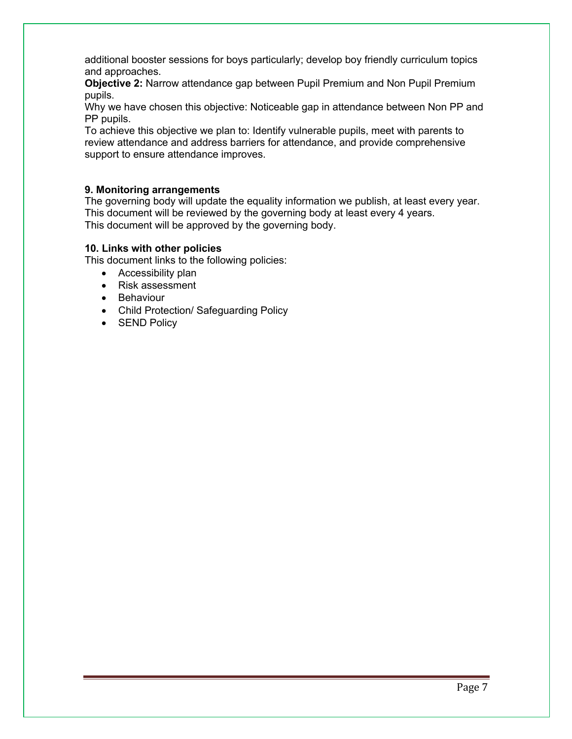additional booster sessions for boys particularly; develop boy friendly curriculum topics and approaches.

**Objective 2:** Narrow attendance gap between Pupil Premium and Non Pupil Premium pupils.

Why we have chosen this objective: Noticeable gap in attendance between Non PP and PP pupils.

To achieve this objective we plan to: Identify vulnerable pupils, meet with parents to review attendance and address barriers for attendance, and provide comprehensive support to ensure attendance improves.

### 9. Monitoring arrangements

The governing body will update the equality information we publish, at least every year.
This document will be reviewed by the governing body at least every 4 years.
This document will be approved by the governing body.

### 10. Links with other policies

This document links to the following policies:

- Accessibility plan
- Risk assessment
- Behaviour
- Child Protection/ Safeguarding Policy
- SEND Policy